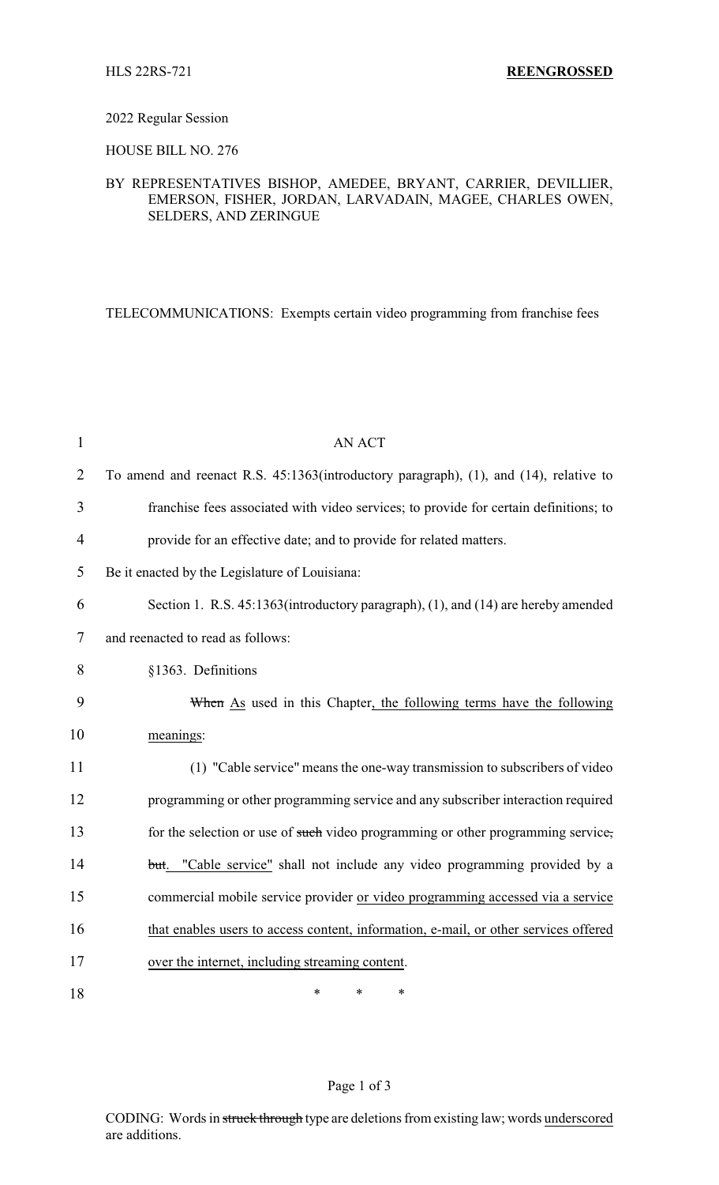HLS 22RS-721 **REENGROSSED**

2022 Regular Session

HOUSE BILL NO. 276

BY REPRESENTATIVES BISHOP, AMEDEE, BRYANT, CARRIER, DEVILLIER, EMERSON, FISHER, JORDAN, LARVADAIN, MAGEE, CHARLES OWEN, SELDERS, AND ZERINGUE

TELECOMMUNICATIONS: Exempts certain video programming from franchise fees

AN ACT

To amend and reenact R.S. 45:1363(introductory paragraph), (1), and (14), relative to franchise fees associated with video services; to provide for certain definitions; to provide for an effective date; and to provide for related matters.

Be it enacted by the Legislature of Louisiana:

Section 1. R.S. 45:1363(introductory paragraph), (1), and (14) are hereby amended and reenacted to read as follows:

§1363. Definitions

~~When~~ As used in this Chapter, the following terms have the following meanings:

(1) "Cable service" means the one-way transmission to subscribers of video programming or other programming service and any subscriber interaction required for the selection or use of ~~such~~ video programming or other programming service~~, but~~. "Cable service" shall not include any video programming provided by a commercial mobile service provider or video programming accessed via a service that enables users to access content, information, e-mail, or other services offered over the internet, including streaming content.

\* \* \*

CODING: Words in ~~struck through~~ type are deletions from existing law; words underscored are additions.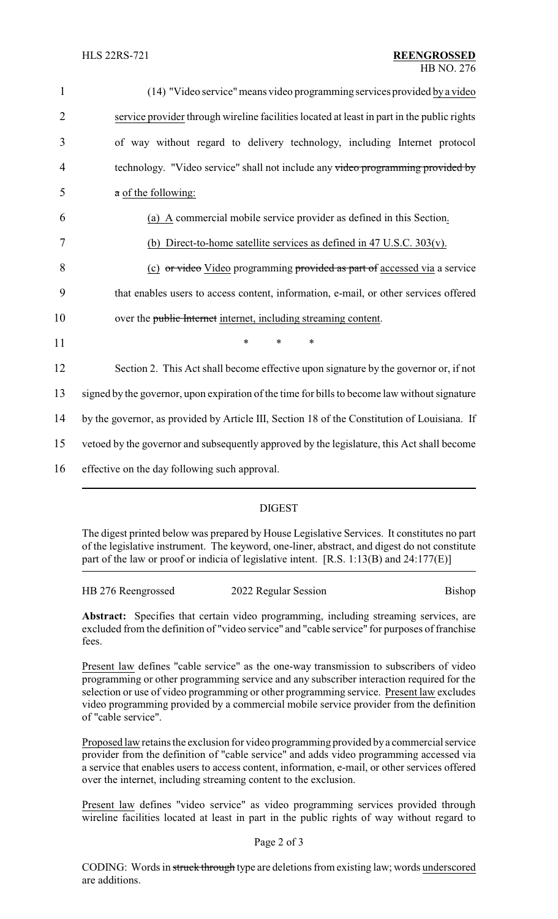(14) "Video service" means video programming services provided by a video service provider through wireline facilities located at least in part in the public rights of way without regard to delivery technology, including Internet protocol technology. "Video service" shall not include any ~~video programming provided by a~~ of the following:

(a) A commercial mobile service provider as defined in this Section.

(b) Direct-to-home satellite services as defined in 47 U.S.C. 303(v).

(c) ~~or video~~ Video programming ~~provided as part of~~ accessed via a service that enables users to access content, information, e-mail, or other services offered over the ~~public Internet~~ internet, including streaming content.

\* \* \*

Section 2. This Act shall become effective upon signature by the governor or, if not signed by the governor, upon expiration of the time for bills to become law without signature by the governor, as provided by Article III, Section 18 of the Constitution of Louisiana. If vetoed by the governor and subsequently approved by the legislature, this Act shall become effective on the day following such approval.

---

DIGEST

The digest printed below was prepared by House Legislative Services. It constitutes no part of the legislative instrument. The keyword, one-liner, abstract, and digest do not constitute part of the law or proof or indicia of legislative intent. [R.S. 1:13(B) and 24:177(E)]

HB 276 Reengrossed 2022 Regular Session Bishop

**Abstract:** Specifies that certain video programming, including streaming services, are excluded from the definition of "video service" and "cable service" for purposes of franchise fees.

Present law defines "cable service" as the one-way transmission to subscribers of video programming or other programming service and any subscriber interaction required for the selection or use of video programming or other programming service. Present law excludes video programming provided by a commercial mobile service provider from the definition of "cable service".

Proposed law retains the exclusion for video programming provided by a commercial service provider from the definition of "cable service" and adds video programming accessed via a service that enables users to access content, information, e-mail, or other services offered over the internet, including streaming content to the exclusion.

Present law defines "video service" as video programming services provided through wireline facilities located at least in part in the public rights of way without regard to

CODING: Words in ~~struck through~~ type are deletions from existing law; words underscored are additions.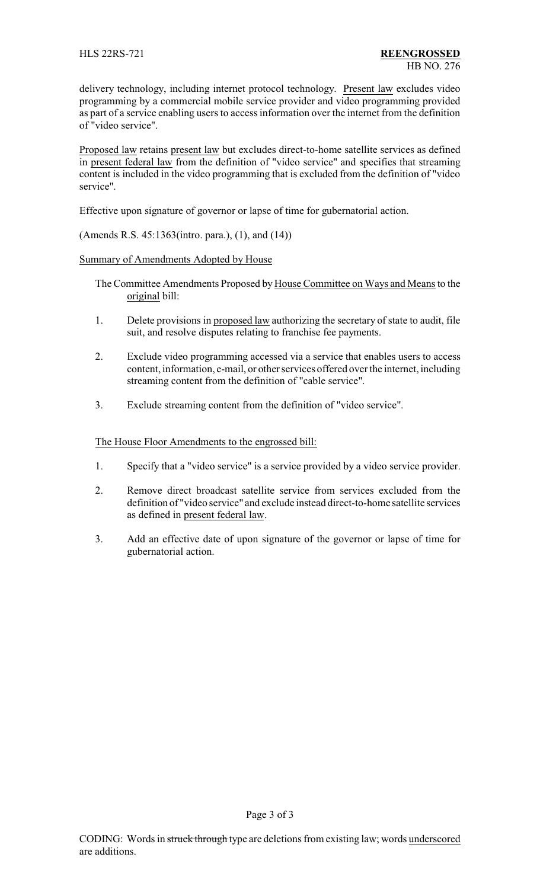delivery technology, including internet protocol technology. Present law excludes video programming by a commercial mobile service provider and video programming provided as part of a service enabling users to access information over the internet from the definition of "video service".

Proposed law retains present law but excludes direct-to-home satellite services as defined in present federal law from the definition of "video service" and specifies that streaming content is included in the video programming that is excluded from the definition of "video service".

Effective upon signature of governor or lapse of time for gubernatorial action.

(Amends R.S. 45:1363(intro. para.), (1), and (14))

Summary of Amendments Adopted by House

The Committee Amendments Proposed by House Committee on Ways and Means to the original bill:

1. Delete provisions in proposed law authorizing the secretary of state to audit, file suit, and resolve disputes relating to franchise fee payments.

2. Exclude video programming accessed via a service that enables users to access content, information, e-mail, or other services offered over the internet, including streaming content from the definition of "cable service".

3. Exclude streaming content from the definition of "video service".

The House Floor Amendments to the engrossed bill:

1. Specify that a "video service" is a service provided by a video service provider.

2. Remove direct broadcast satellite service from services excluded from the definition of "video service" and exclude instead direct-to-home satellite services as defined in present federal law.

3. Add an effective date of upon signature of the governor or lapse of time for gubernatorial action.

CODING: Words in ~~struck through~~ type are deletions from existing law; words underscored are additions.